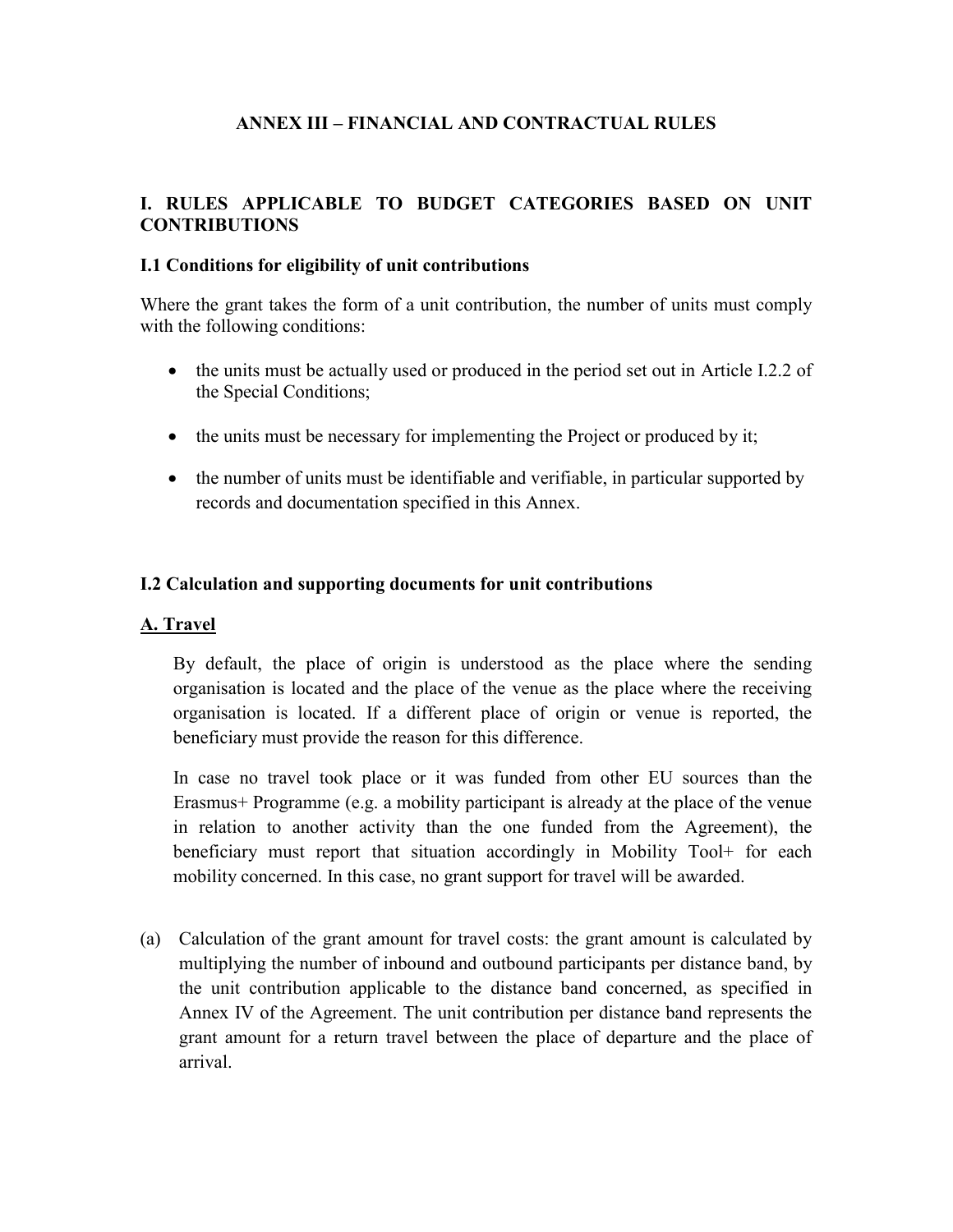# ANNEX III – FINANCIAL AND CONTRACTUAL RULES

## I. RULES APPLICABLE TO BUDGET CATEGORIES BASED ON UNIT CONTRIBUTIONS

### I.1 Conditions for eligibility of unit contributions

Where the grant takes the form of a unit contribution, the number of units must comply with the following conditions:

- the units must be actually used or produced in the period set out in Article I.2.2 of the Special Conditions;
- the units must be necessary for implementing the Project or produced by it;
- the number of units must be identifiable and verifiable, in particular supported by records and documentation specified in this Annex.

### I.2 Calculation and supporting documents for unit contributions

#### A. Travel

By default, the place of origin is understood as the place where the sending organisation is located and the place of the venue as the place where the receiving organisation is located. If a different place of origin or venue is reported, the beneficiary must provide the reason for this difference.

In case no travel took place or it was funded from other EU sources than the Erasmus+ Programme (e.g. a mobility participant is already at the place of the venue in relation to another activity than the one funded from the Agreement), the beneficiary must report that situation accordingly in Mobility Tool+ for each mobility concerned. In this case, no grant support for travel will be awarded.

(a) Calculation of the grant amount for travel costs: the grant amount is calculated by multiplying the number of inbound and outbound participants per distance band, by the unit contribution applicable to the distance band concerned, as specified in Annex IV of the Agreement. The unit contribution per distance band represents the grant amount for a return travel between the place of departure and the place of arrival.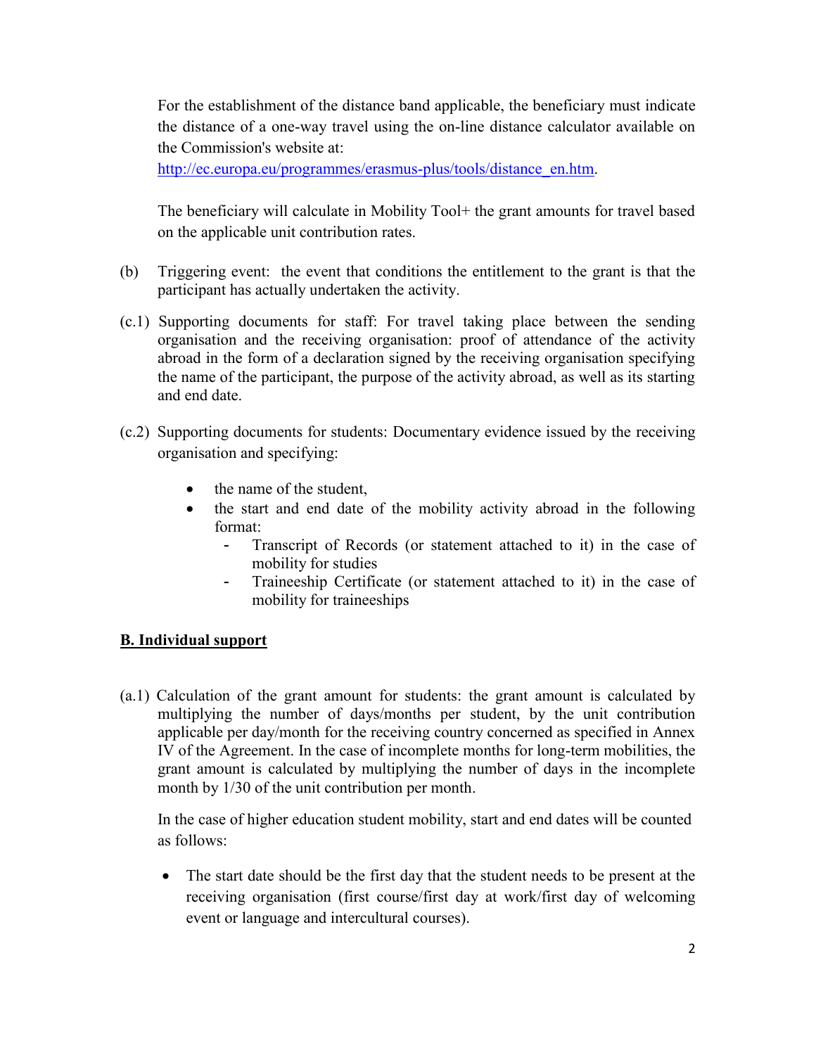For the establishment of the distance band applicable, the beneficiary must indicate the distance of a one-way travel using the on-line distance calculator available on the Commission's website at: http://ec.europa.eu/programmes/erasmus-plus/tools/distance_en.htm.

The beneficiary will calculate in Mobility Tool+ the grant amounts for travel based on the applicable unit contribution rates.

(b) Triggering event: the event that conditions the entitlement to the grant is that the participant has actually undertaken the activity.

(c.1) Supporting documents for staff: For travel taking place between the sending organisation and the receiving organisation: proof of attendance of the activity abroad in the form of a declaration signed by the receiving organisation specifying the name of the participant, the purpose of the activity abroad, as well as its starting and end date.

(c.2) Supporting documents for students: Documentary evidence issued by the receiving organisation and specifying:

- the name of the student,
- the start and end date of the mobility activity abroad in the following format:
  - Transcript of Records (or statement attached to it) in the case of mobility for studies
  - Traineeship Certificate (or statement attached to it) in the case of mobility for traineeships

**B. Individual support**

(a.1) Calculation of the grant amount for students: the grant amount is calculated by multiplying the number of days/months per student, by the unit contribution applicable per day/month for the receiving country concerned as specified in Annex IV of the Agreement. In the case of incomplete months for long-term mobilities, the grant amount is calculated by multiplying the number of days in the incomplete month by 1/30 of the unit contribution per month.

In the case of higher education student mobility, start and end dates will be counted as follows:

- The start date should be the first day that the student needs to be present at the receiving organisation (first course/first day at work/first day of welcoming event or language and intercultural courses).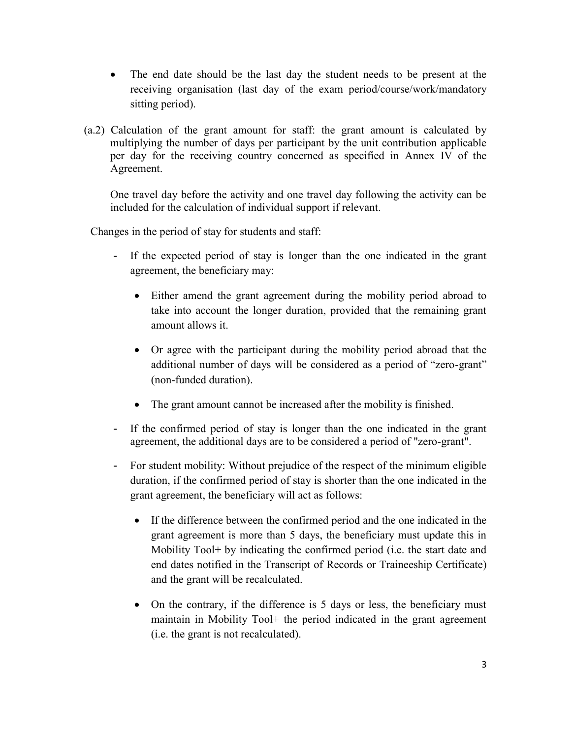- The end date should be the last day the student needs to be present at the receiving organisation (last day of the exam period/course/work/mandatory sitting period).

(a.2) Calculation of the grant amount for staff: the grant amount is calculated by multiplying the number of days per participant by the unit contribution applicable per day for the receiving country concerned as specified in Annex IV of the Agreement.

One travel day before the activity and one travel day following the activity can be included for the calculation of individual support if relevant.

Changes in the period of stay for students and staff:

- If the expected period of stay is longer than the one indicated in the grant agreement, the beneficiary may:
  - Either amend the grant agreement during the mobility period abroad to take into account the longer duration, provided that the remaining grant amount allows it.
  - Or agree with the participant during the mobility period abroad that the additional number of days will be considered as a period of "zero-grant" (non-funded duration).
  - The grant amount cannot be increased after the mobility is finished.
- If the confirmed period of stay is longer than the one indicated in the grant agreement, the additional days are to be considered a period of "zero-grant".
- For student mobility: Without prejudice of the respect of the minimum eligible duration, if the confirmed period of stay is shorter than the one indicated in the grant agreement, the beneficiary will act as follows:
  - If the difference between the confirmed period and the one indicated in the grant agreement is more than 5 days, the beneficiary must update this in Mobility Tool+ by indicating the confirmed period (i.e. the start date and end dates notified in the Transcript of Records or Traineeship Certificate) and the grant will be recalculated.
  - On the contrary, if the difference is 5 days or less, the beneficiary must maintain in Mobility Tool+ the period indicated in the grant agreement (i.e. the grant is not recalculated).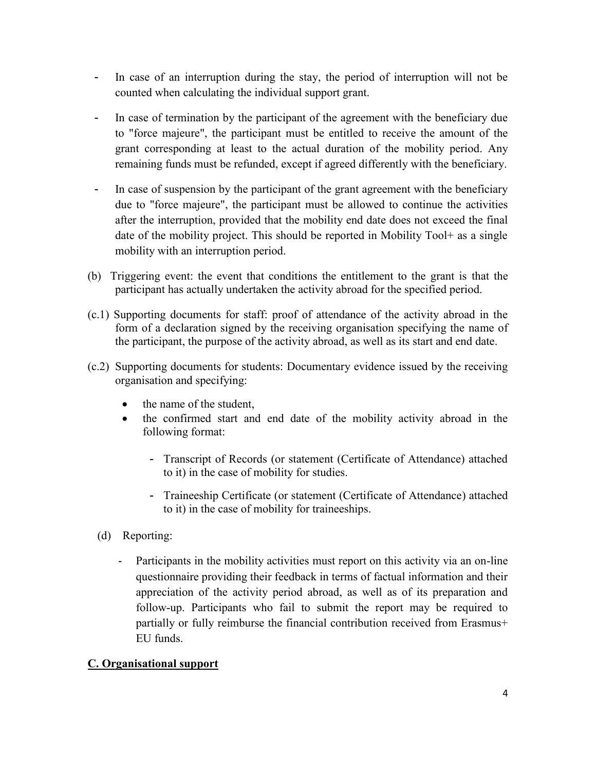- In case of an interruption during the stay, the period of interruption will not be counted when calculating the individual support grant.
- In case of termination by the participant of the agreement with the beneficiary due to "force majeure", the participant must be entitled to receive the amount of the grant corresponding at least to the actual duration of the mobility period. Any remaining funds must be refunded, except if agreed differently with the beneficiary.
- In case of suspension by the participant of the grant agreement with the beneficiary due to "force majeure", the participant must be allowed to continue the activities after the interruption, provided that the mobility end date does not exceed the final date of the mobility project. This should be reported in Mobility Tool+ as a single mobility with an interruption period.

(b) Triggering event: the event that conditions the entitlement to the grant is that the participant has actually undertaken the activity abroad for the specified period.

(c.1) Supporting documents for staff: proof of attendance of the activity abroad in the form of a declaration signed by the receiving organisation specifying the name of the participant, the purpose of the activity abroad, as well as its start and end date.

(c.2) Supporting documents for students: Documentary evidence issued by the receiving organisation and specifying:

- the name of the student,
- the confirmed start and end date of the mobility activity abroad in the following format:
  - Transcript of Records (or statement (Certificate of Attendance) attached to it) in the case of mobility for studies.
  - Traineeship Certificate (or statement (Certificate of Attendance) attached to it) in the case of mobility for traineeships.

(d) Reporting:

- Participants in the mobility activities must report on this activity via an on-line questionnaire providing their feedback in terms of factual information and their appreciation of the activity period abroad, as well as of its preparation and follow-up. Participants who fail to submit the report may be required to partially or fully reimburse the financial contribution received from Erasmus+ EU funds.

## C. Organisational support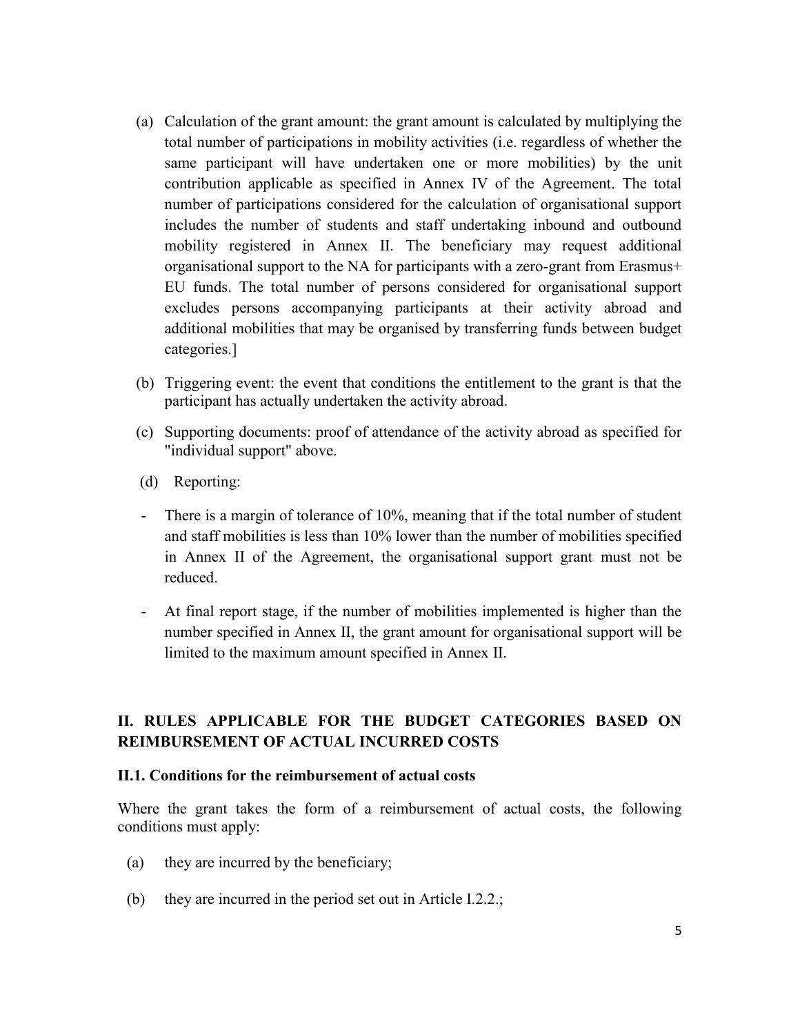(a) Calculation of the grant amount: the grant amount is calculated by multiplying the total number of participations in mobility activities (i.e. regardless of whether the same participant will have undertaken one or more mobilities) by the unit contribution applicable as specified in Annex IV of the Agreement. The total number of participations considered for the calculation of organisational support includes the number of students and staff undertaking inbound and outbound mobility registered in Annex II. The beneficiary may request additional organisational support to the NA for participants with a zero-grant from Erasmus+ EU funds. The total number of persons considered for organisational support excludes persons accompanying participants at their activity abroad and additional mobilities that may be organised by transferring funds between budget categories.]

(b) Triggering event: the event that conditions the entitlement to the grant is that the participant has actually undertaken the activity abroad.

(c) Supporting documents: proof of attendance of the activity abroad as specified for "individual support" above.

(d) Reporting:

- There is a margin of tolerance of 10%, meaning that if the total number of student and staff mobilities is less than 10% lower than the number of mobilities specified in Annex II of the Agreement, the organisational support grant must not be reduced.

- At final report stage, if the number of mobilities implemented is higher than the number specified in Annex II, the grant amount for organisational support will be limited to the maximum amount specified in Annex II.

## II. RULES APPLICABLE FOR THE BUDGET CATEGORIES BASED ON REIMBURSEMENT OF ACTUAL INCURRED COSTS

### II.1. Conditions for the reimbursement of actual costs

Where the grant takes the form of a reimbursement of actual costs, the following conditions must apply:

(a) they are incurred by the beneficiary;

(b) they are incurred in the period set out in Article I.2.2.;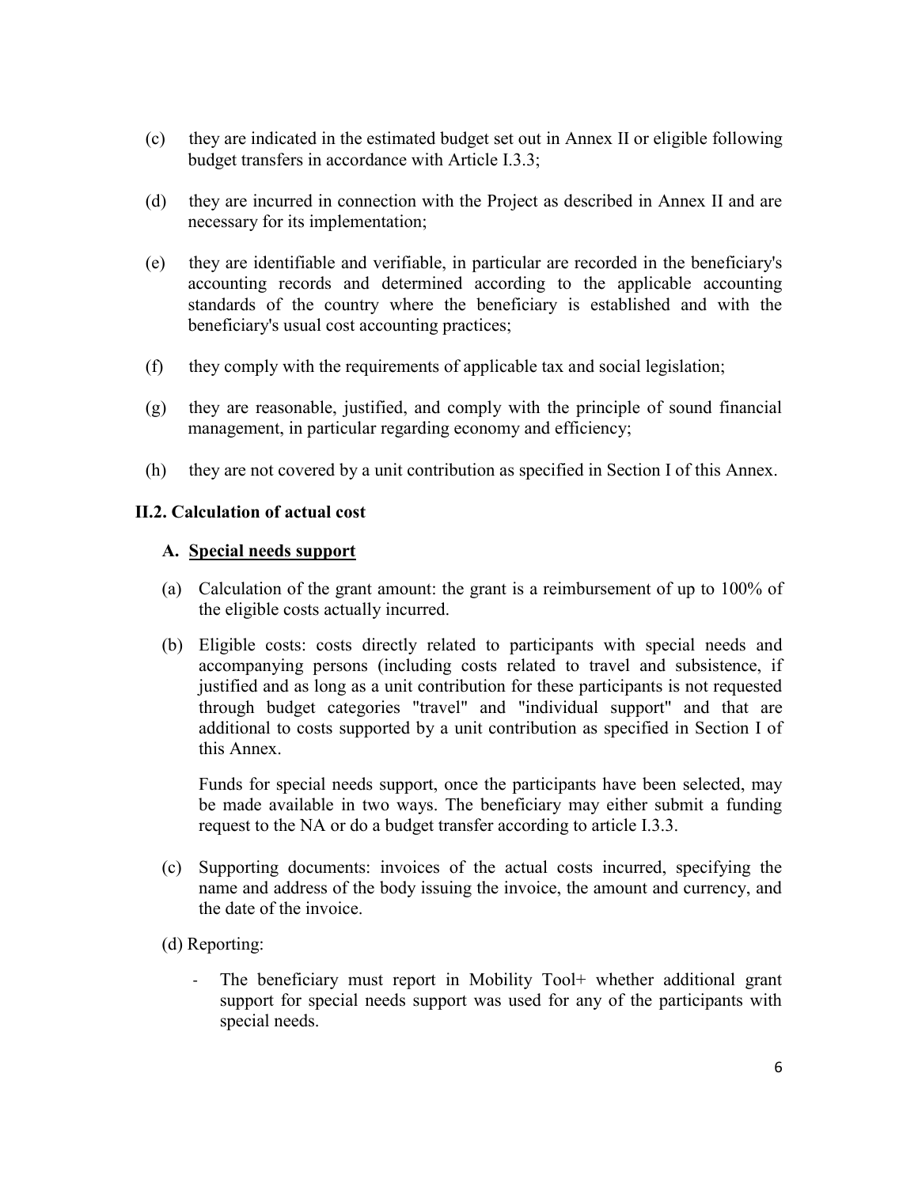(c) they are indicated in the estimated budget set out in Annex II or eligible following budget transfers in accordance with Article I.3.3;

(d) they are incurred in connection with the Project as described in Annex II and are necessary for its implementation;

(e) they are identifiable and verifiable, in particular are recorded in the beneficiary's accounting records and determined according to the applicable accounting standards of the country where the beneficiary is established and with the beneficiary's usual cost accounting practices;

(f) they comply with the requirements of applicable tax and social legislation;

(g) they are reasonable, justified, and comply with the principle of sound financial management, in particular regarding economy and efficiency;

(h) they are not covered by a unit contribution as specified in Section I of this Annex.

### II.2. Calculation of actual cost

#### A. <u>Special needs support</u>

(a) Calculation of the grant amount: the grant is a reimbursement of up to 100% of the eligible costs actually incurred.

(b) Eligible costs: costs directly related to participants with special needs and accompanying persons (including costs related to travel and subsistence, if justified and as long as a unit contribution for these participants is not requested through budget categories "travel" and "individual support" and that are additional to costs supported by a unit contribution as specified in Section I of this Annex.

Funds for special needs support, once the participants have been selected, may be made available in two ways. The beneficiary may either submit a funding request to the NA or do a budget transfer according to article I.3.3.

(c) Supporting documents: invoices of the actual costs incurred, specifying the name and address of the body issuing the invoice, the amount and currency, and the date of the invoice.

(d) Reporting:

- The beneficiary must report in Mobility Tool+ whether additional grant support for special needs support was used for any of the participants with special needs.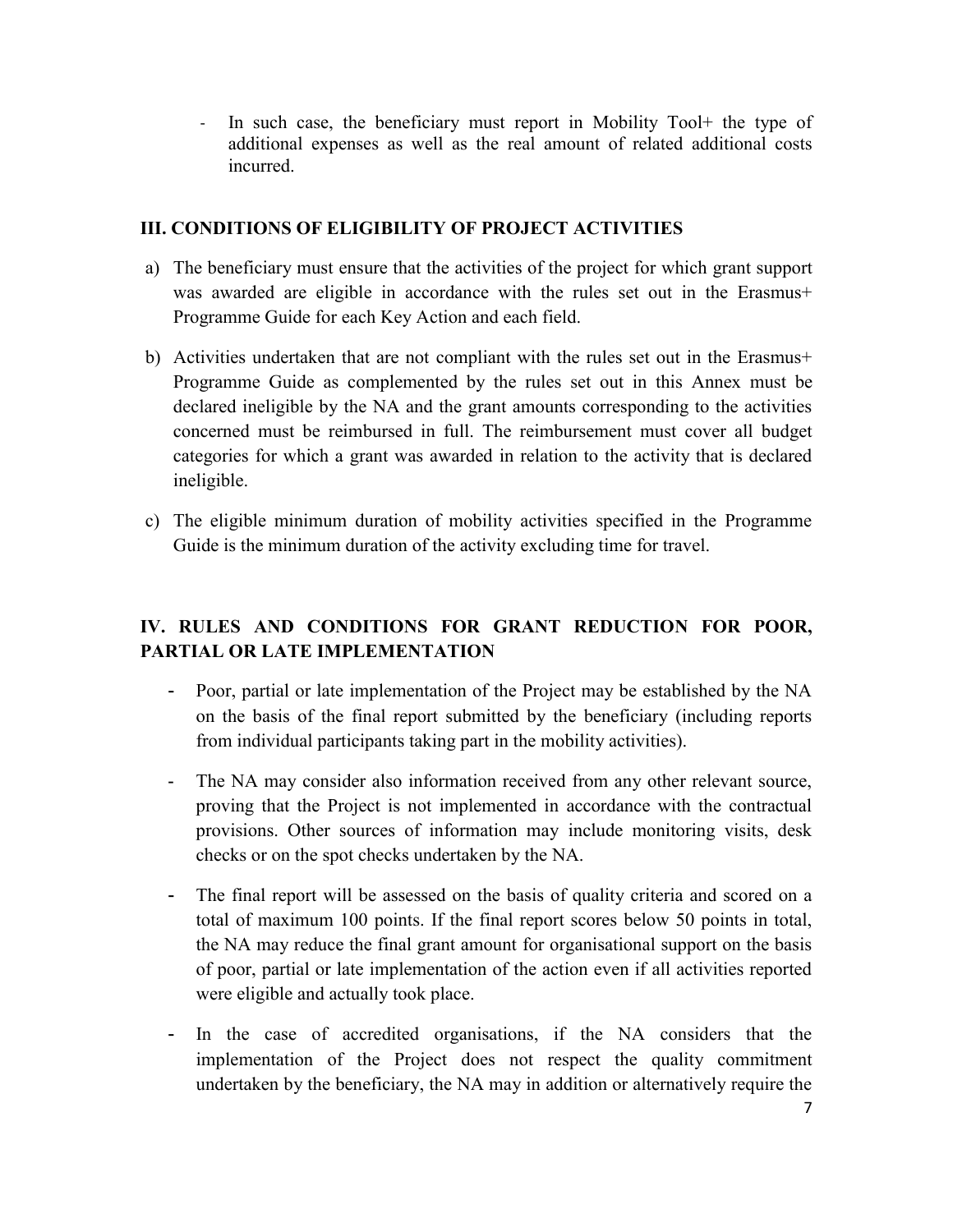- In such case, the beneficiary must report in Mobility Tool+ the type of additional expenses as well as the real amount of related additional costs incurred.

## III. CONDITIONS OF ELIGIBILITY OF PROJECT ACTIVITIES

a) The beneficiary must ensure that the activities of the project for which grant support was awarded are eligible in accordance with the rules set out in the Erasmus+ Programme Guide for each Key Action and each field.

b) Activities undertaken that are not compliant with the rules set out in the Erasmus+ Programme Guide as complemented by the rules set out in this Annex must be declared ineligible by the NA and the grant amounts corresponding to the activities concerned must be reimbursed in full. The reimbursement must cover all budget categories for which a grant was awarded in relation to the activity that is declared ineligible.

c) The eligible minimum duration of mobility activities specified in the Programme Guide is the minimum duration of the activity excluding time for travel.

## IV. RULES AND CONDITIONS FOR GRANT REDUCTION FOR POOR, PARTIAL OR LATE IMPLEMENTATION

- Poor, partial or late implementation of the Project may be established by the NA on the basis of the final report submitted by the beneficiary (including reports from individual participants taking part in the mobility activities).

- The NA may consider also information received from any other relevant source, proving that the Project is not implemented in accordance with the contractual provisions. Other sources of information may include monitoring visits, desk checks or on the spot checks undertaken by the NA.

- The final report will be assessed on the basis of quality criteria and scored on a total of maximum 100 points. If the final report scores below 50 points in total, the NA may reduce the final grant amount for organisational support on the basis of poor, partial or late implementation of the action even if all activities reported were eligible and actually took place.

- In the case of accredited organisations, if the NA considers that the implementation of the Project does not respect the quality commitment undertaken by the beneficiary, the NA may in addition or alternatively require the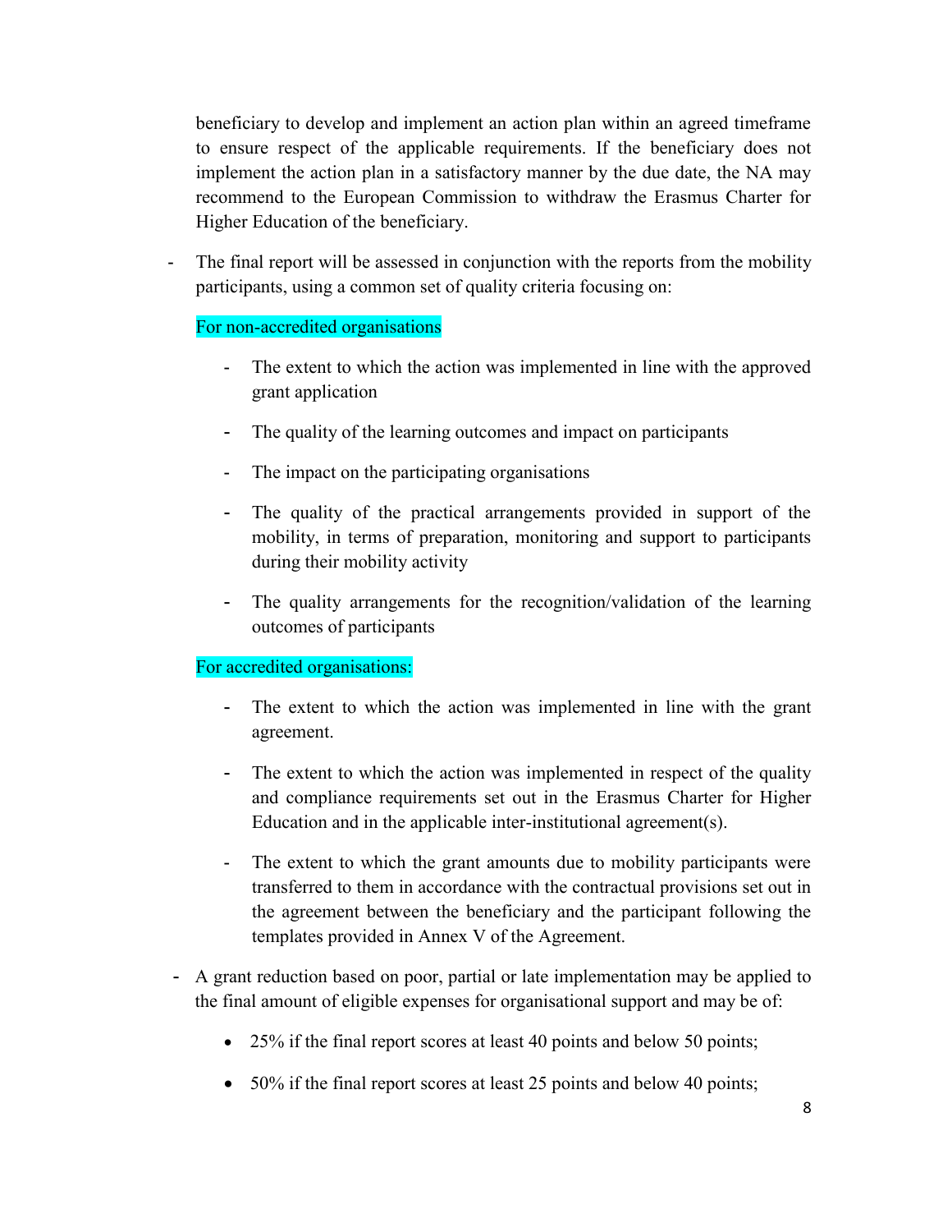beneficiary to develop and implement an action plan within an agreed timeframe to ensure respect of the applicable requirements. If the beneficiary does not implement the action plan in a satisfactory manner by the due date, the NA may recommend to the European Commission to withdraw the Erasmus Charter for Higher Education of the beneficiary.

- The final report will be assessed in conjunction with the reports from the mobility participants, using a common set of quality criteria focusing on:

  For non-accredited organisations

  - The extent to which the action was implemented in line with the approved grant application
  - The quality of the learning outcomes and impact on participants
  - The impact on the participating organisations
  - The quality of the practical arrangements provided in support of the mobility, in terms of preparation, monitoring and support to participants during their mobility activity
  - The quality arrangements for the recognition/validation of the learning outcomes of participants

  For accredited organisations:

  - The extent to which the action was implemented in line with the grant agreement.
  - The extent to which the action was implemented in respect of the quality and compliance requirements set out in the Erasmus Charter for Higher Education and in the applicable inter-institutional agreement(s).
  - The extent to which the grant amounts due to mobility participants were transferred to them in accordance with the contractual provisions set out in the agreement between the beneficiary and the participant following the templates provided in Annex V of the Agreement.

- A grant reduction based on poor, partial or late implementation may be applied to the final amount of eligible expenses for organisational support and may be of:

  - 25% if the final report scores at least 40 points and below 50 points;
  - 50% if the final report scores at least 25 points and below 40 points;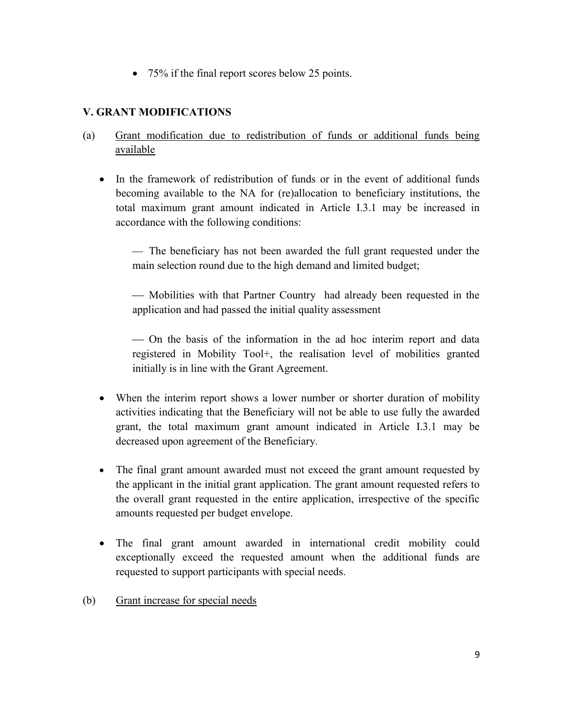- 75% if the final report scores below 25 points.

## V. GRANT MODIFICATIONS

(a) Grant modification due to redistribution of funds or additional funds being available

- In the framework of redistribution of funds or in the event of additional funds becoming available to the NA for (re)allocation to beneficiary institutions, the total maximum grant amount indicated in Article I.3.1 may be increased in accordance with the following conditions:

  — The beneficiary has not been awarded the full grant requested under the main selection round due to the high demand and limited budget;

  — Mobilities with that Partner Country had already been requested in the application and had passed the initial quality assessment

  — On the basis of the information in the ad hoc interim report and data registered in Mobility Tool+, the realisation level of mobilities granted initially is in line with the Grant Agreement.

- When the interim report shows a lower number or shorter duration of mobility activities indicating that the Beneficiary will not be able to use fully the awarded grant, the total maximum grant amount indicated in Article I.3.1 may be decreased upon agreement of the Beneficiary.

- The final grant amount awarded must not exceed the grant amount requested by the applicant in the initial grant application. The grant amount requested refers to the overall grant requested in the entire application, irrespective of the specific amounts requested per budget envelope.

- The final grant amount awarded in international credit mobility could exceptionally exceed the requested amount when the additional funds are requested to support participants with special needs.

(b) Grant increase for special needs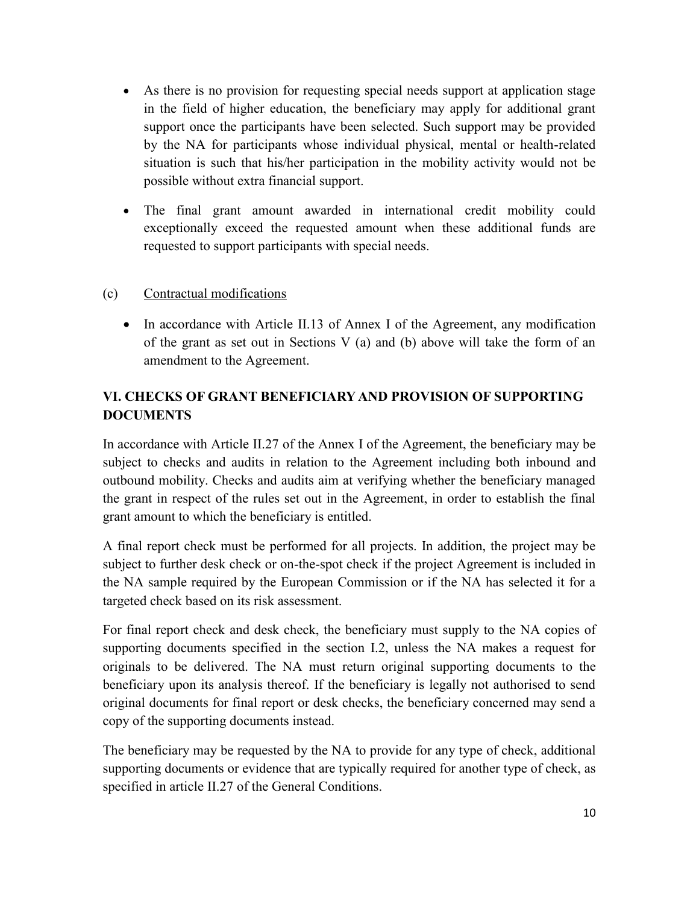- As there is no provision for requesting special needs support at application stage in the field of higher education, the beneficiary may apply for additional grant support once the participants have been selected. Such support may be provided by the NA for participants whose individual physical, mental or health-related situation is such that his/her participation in the mobility activity would not be possible without extra financial support.
- The final grant amount awarded in international credit mobility could exceptionally exceed the requested amount when these additional funds are requested to support participants with special needs.

(c) Contractual modifications

- In accordance with Article II.13 of Annex I of the Agreement, any modification of the grant as set out in Sections V (a) and (b) above will take the form of an amendment to the Agreement.

## VI. CHECKS OF GRANT BENEFICIARY AND PROVISION OF SUPPORTING DOCUMENTS

In accordance with Article II.27 of the Annex I of the Agreement, the beneficiary may be subject to checks and audits in relation to the Agreement including both inbound and outbound mobility. Checks and audits aim at verifying whether the beneficiary managed the grant in respect of the rules set out in the Agreement, in order to establish the final grant amount to which the beneficiary is entitled.

A final report check must be performed for all projects. In addition, the project may be subject to further desk check or on-the-spot check if the project Agreement is included in the NA sample required by the European Commission or if the NA has selected it for a targeted check based on its risk assessment.

For final report check and desk check, the beneficiary must supply to the NA copies of supporting documents specified in the section I.2, unless the NA makes a request for originals to be delivered. The NA must return original supporting documents to the beneficiary upon its analysis thereof. If the beneficiary is legally not authorised to send original documents for final report or desk checks, the beneficiary concerned may send a copy of the supporting documents instead.

The beneficiary may be requested by the NA to provide for any type of check, additional supporting documents or evidence that are typically required for another type of check, as specified in article II.27 of the General Conditions.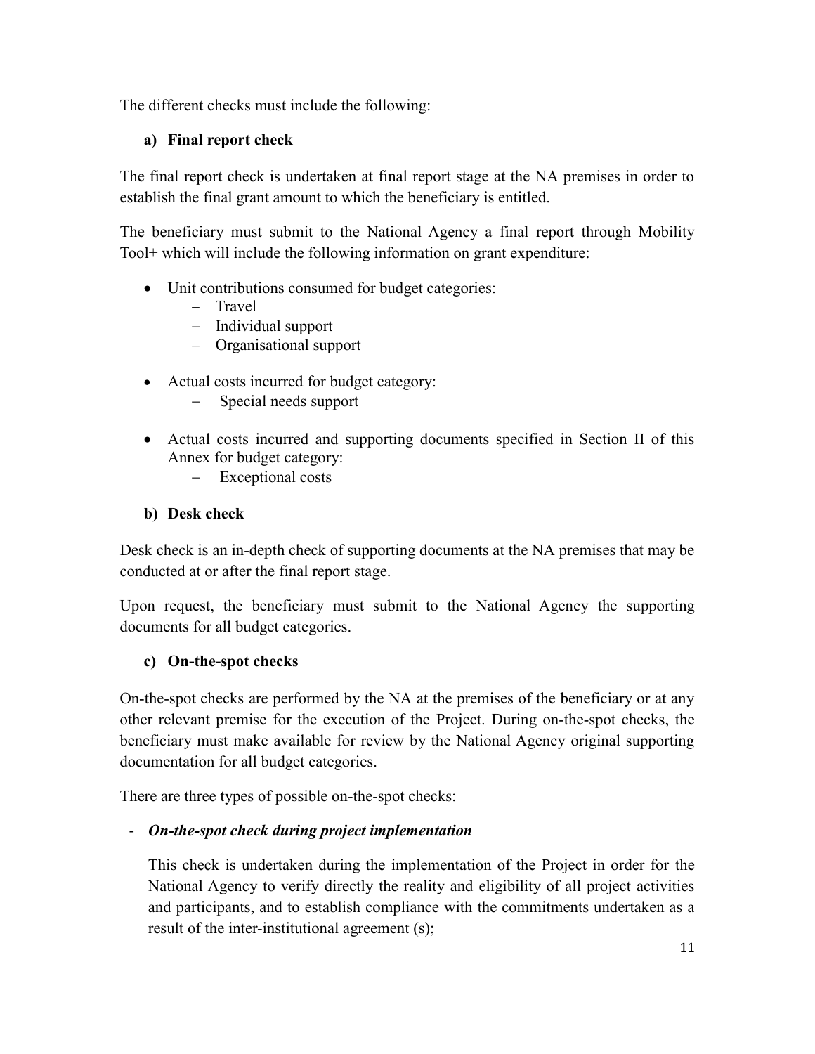The different checks must include the following:

**a) Final report check**

The final report check is undertaken at final report stage at the NA premises in order to establish the final grant amount to which the beneficiary is entitled.

The beneficiary must submit to the National Agency a final report through Mobility Tool+ which will include the following information on grant expenditure:

- Unit contributions consumed for budget categories:
  - Travel
  - Individual support
  - Organisational support
- Actual costs incurred for budget category:
  - Special needs support
- Actual costs incurred and supporting documents specified in Section II of this Annex for budget category:
  - Exceptional costs

**b) Desk check**

Desk check is an in-depth check of supporting documents at the NA premises that may be conducted at or after the final report stage.

Upon request, the beneficiary must submit to the National Agency the supporting documents for all budget categories.

**c) On-the-spot checks**

On-the-spot checks are performed by the NA at the premises of the beneficiary or at any other relevant premise for the execution of the Project. During on-the-spot checks, the beneficiary must make available for review by the National Agency original supporting documentation for all budget categories.

There are three types of possible on-the-spot checks:

- ***On-the-spot check during project implementation***

  This check is undertaken during the implementation of the Project in order for the National Agency to verify directly the reality and eligibility of all project activities and participants, and to establish compliance with the commitments undertaken as a result of the inter-institutional agreement (s);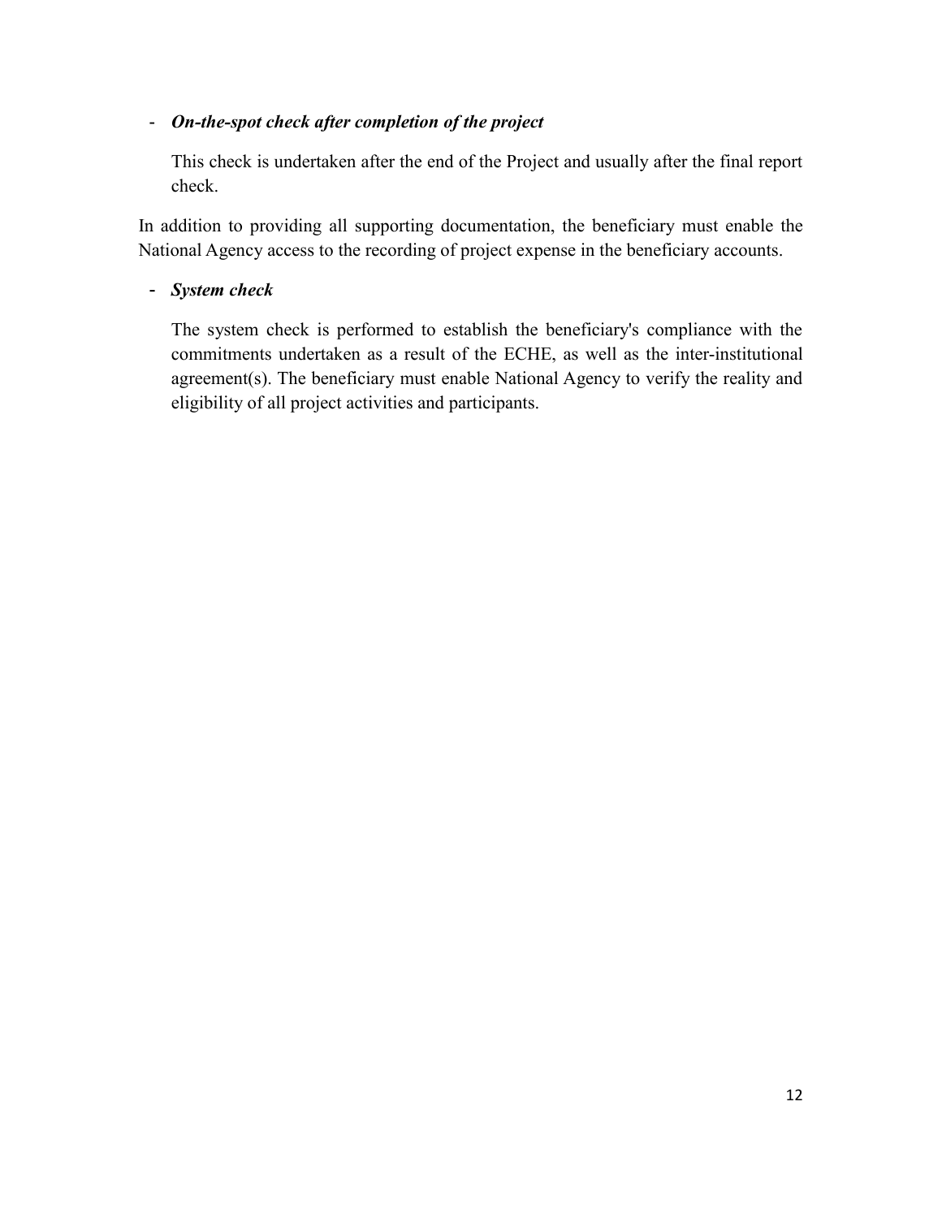- ***On-the-spot check after completion of the project***

  This check is undertaken after the end of the Project and usually after the final report check.

In addition to providing all supporting documentation, the beneficiary must enable the National Agency access to the recording of project expense in the beneficiary accounts.

- ***System check***

  The system check is performed to establish the beneficiary's compliance with the commitments undertaken as a result of the ECHE, as well as the inter-institutional agreement(s). The beneficiary must enable National Agency to verify the reality and eligibility of all project activities and participants.